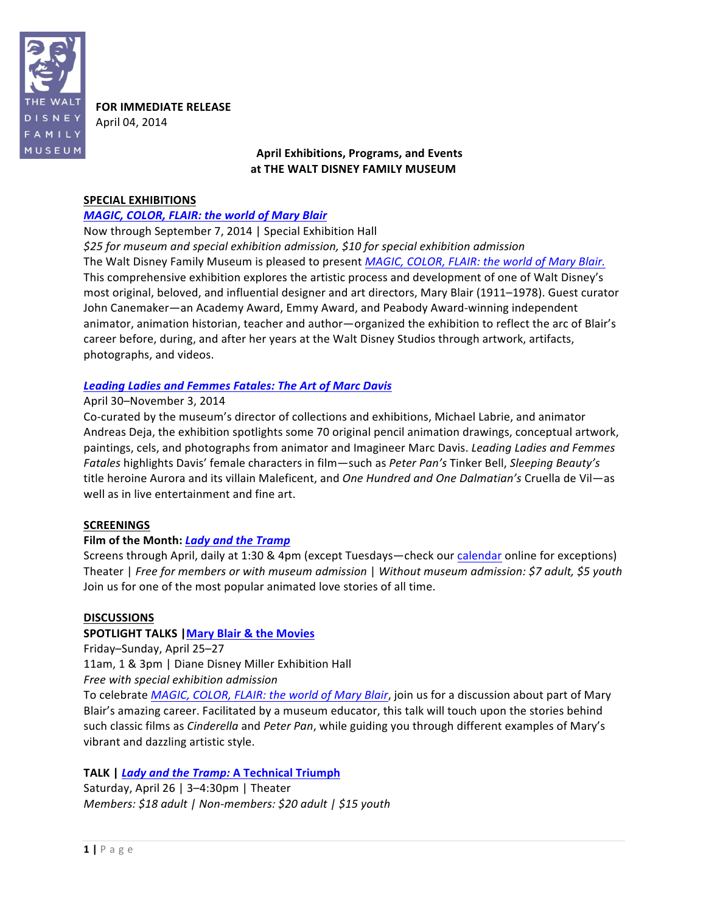THE WALT DISNEY FAMILY MUSEUM

**FOR IMMEDIATE RELEASE**
April 04, 2014

## April Exhibitions, Programs, and Events at THE WALT DISNEY FAMILY MUSEUM

### SPECIAL EXHIBITIONS

***MAGIC, COLOR, FLAIR: the world of Mary Blair***
Now through September 7, 2014 | Special Exhibition Hall
*$25 for museum and special exhibition admission, $10 for special exhibition admission*
The Walt Disney Family Museum is pleased to present *MAGIC, COLOR, FLAIR: the world of Mary Blair.* This comprehensive exhibition explores the artistic process and development of one of Walt Disney's most original, beloved, and influential designer and art directors, Mary Blair (1911–1978). Guest curator John Canemaker—an Academy Award, Emmy Award, and Peabody Award-winning independent animator, animation historian, teacher and author—organized the exhibition to reflect the arc of Blair's career before, during, and after her years at the Walt Disney Studios through artwork, artifacts, photographs, and videos.

***Leading Ladies and Femmes Fatales: The Art of Marc Davis***
April 30–November 3, 2014
Co-curated by the museum's director of collections and exhibitions, Michael Labrie, and animator Andreas Deja, the exhibition spotlights some 70 original pencil animation drawings, conceptual artwork, paintings, cels, and photographs from animator and Imagineer Marc Davis. *Leading Ladies and Femmes Fatales* highlights Davis' female characters in film—such as *Peter Pan's* Tinker Bell, *Sleeping Beauty's* title heroine Aurora and its villain Maleficent, and *One Hundred and One Dalmatian's* Cruella de Vil—as well as in live entertainment and fine art.

### SCREENINGS

**Film of the Month: *Lady and the Tramp***
Screens through April, daily at 1:30 & 4pm (except Tuesdays—check our calendar online for exceptions)
Theater | *Free for members or with museum admission* | *Without museum admission: $7 adult, $5 youth*
Join us for one of the most popular animated love stories of all time.

### DISCUSSIONS

**SPOTLIGHT TALKS | Mary Blair & the Movies**
Friday–Sunday, April 25–27
11am, 1 & 3pm | Diane Disney Miller Exhibition Hall
*Free with special exhibition admission*
To celebrate *MAGIC, COLOR, FLAIR: the world of Mary Blair*, join us for a discussion about part of Mary Blair's amazing career. Facilitated by a museum educator, this talk will touch upon the stories behind such classic films as *Cinderella* and *Peter Pan*, while guiding you through different examples of Mary's vibrant and dazzling artistic style.

**TALK | *Lady and the Tramp:* A Technical Triumph**
Saturday, April 26 | 3–4:30pm | Theater
*Members: $18 adult | Non-members: $20 adult | $15 youth*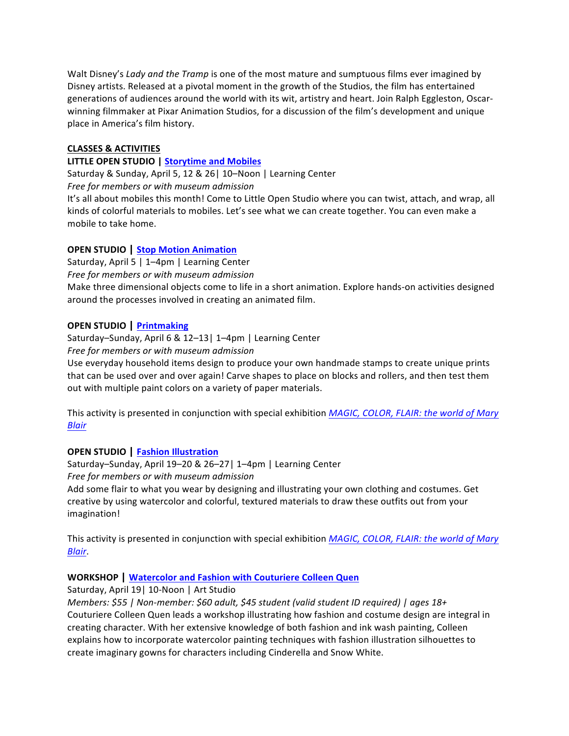Walt Disney's *Lady and the Tramp* is one of the most mature and sumptuous films ever imagined by Disney artists. Released at a pivotal moment in the growth of the Studios, the film has entertained generations of audiences around the world with its wit, artistry and heart. Join Ralph Eggleston, Oscar-winning filmmaker at Pixar Animation Studios, for a discussion of the film's development and unique place in America's film history.

**CLASSES & ACTIVITIES**

**LITTLE OPEN STUDIO | Storytime and Mobiles**

Saturday & Sunday, April 5, 12 & 26| 10–Noon | Learning Center

*Free for members or with museum admission*

It's all about mobiles this month! Come to Little Open Studio where you can twist, attach, and wrap, all kinds of colorful materials to mobiles. Let's see what we can create together. You can even make a mobile to take home.

**OPEN STUDIO | Stop Motion Animation**

Saturday, April 5 | 1–4pm | Learning Center

*Free for members or with museum admission*

Make three dimensional objects come to life in a short animation. Explore hands-on activities designed around the processes involved in creating an animated film.

**OPEN STUDIO | Printmaking**

Saturday–Sunday, April 6 & 12–13| 1–4pm | Learning Center

*Free for members or with museum admission*

Use everyday household items design to produce your own handmade stamps to create unique prints that can be used over and over again! Carve shapes to place on blocks and rollers, and then test them out with multiple paint colors on a variety of paper materials.

This activity is presented in conjunction with special exhibition *MAGIC, COLOR, FLAIR: the world of Mary Blair*

**OPEN STUDIO | Fashion Illustration**

Saturday–Sunday, April 19–20 & 26–27| 1–4pm | Learning Center

*Free for members or with museum admission*

Add some flair to what you wear by designing and illustrating your own clothing and costumes. Get creative by using watercolor and colorful, textured materials to draw these outfits out from your imagination!

This activity is presented in conjunction with special exhibition *MAGIC, COLOR, FLAIR: the world of Mary Blair*.

**WORKSHOP | Watercolor and Fashion with Couturiere Colleen Quen**

Saturday, April 19| 10-Noon | Art Studio

*Members: $55 | Non-member: $60 adult, $45 student (valid student ID required) | ages 18+*

Couturiere Colleen Quen leads a workshop illustrating how fashion and costume design are integral in creating character. With her extensive knowledge of both fashion and ink wash painting, Colleen explains how to incorporate watercolor painting techniques with fashion illustration silhouettes to create imaginary gowns for characters including Cinderella and Snow White.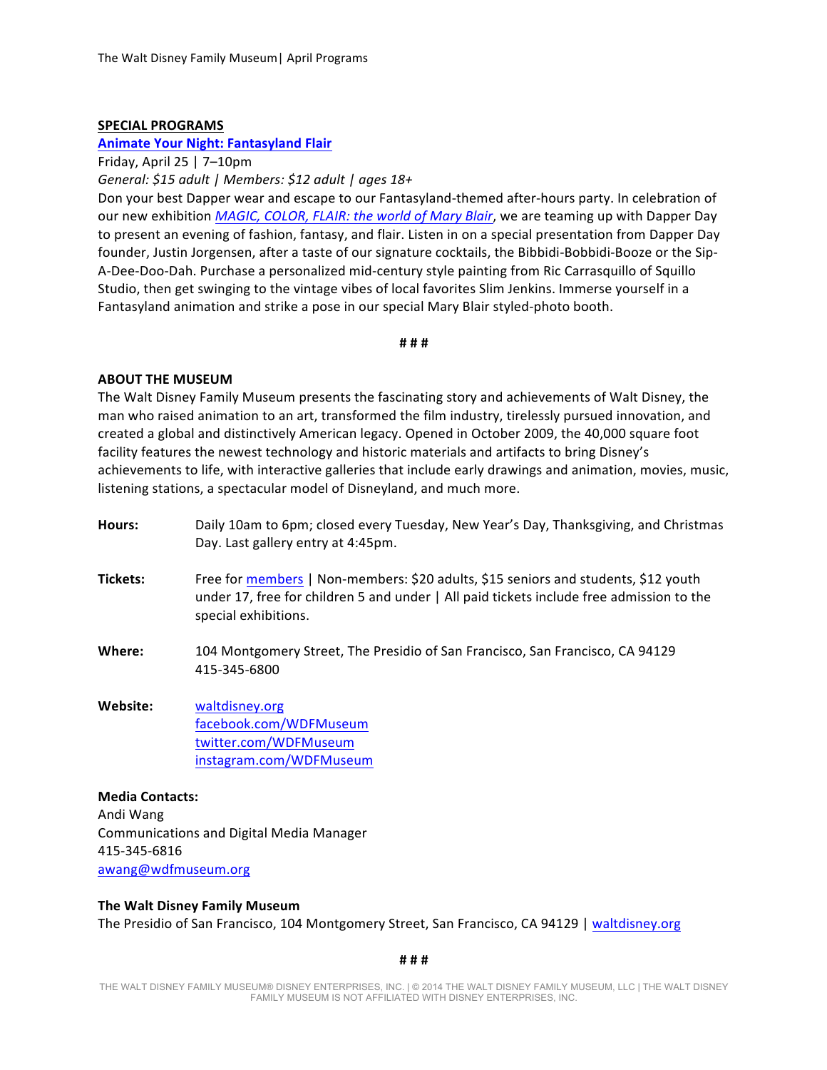**SPECIAL PROGRAMS**

**Animate Your Night: Fantasyland Flair**

Friday, April 25 | 7–10pm

*General: $15 adult | Members: $12 adult | ages 18+*

Don your best Dapper wear and escape to our Fantasyland-themed after-hours party. In celebration of our new exhibition *MAGIC, COLOR, FLAIR: the world of Mary Blair*, we are teaming up with Dapper Day to present an evening of fashion, fantasy, and flair. Listen in on a special presentation from Dapper Day founder, Justin Jorgensen, after a taste of our signature cocktails, the Bibbidi-Bobbidi-Booze or the Sip-A-Dee-Doo-Dah. Purchase a personalized mid-century style painting from Ric Carrasquillo of Squillo Studio, then get swinging to the vintage vibes of local favorites Slim Jenkins. Immerse yourself in a Fantasyland animation and strike a pose in our special Mary Blair styled-photo booth.

# # #

**ABOUT THE MUSEUM**

The Walt Disney Family Museum presents the fascinating story and achievements of Walt Disney, the man who raised animation to an art, transformed the film industry, tirelessly pursued innovation, and created a global and distinctively American legacy. Opened in October 2009, the 40,000 square foot facility features the newest technology and historic materials and artifacts to bring Disney's achievements to life, with interactive galleries that include early drawings and animation, movies, music, listening stations, a spectacular model of Disneyland, and much more.

**Hours:** Daily 10am to 6pm; closed every Tuesday, New Year's Day, Thanksgiving, and Christmas Day. Last gallery entry at 4:45pm.

**Tickets:** Free for members | Non-members: $20 adults, $15 seniors and students, $12 youth under 17, free for children 5 and under | All paid tickets include free admission to the special exhibitions.

**Where:** 104 Montgomery Street, The Presidio of San Francisco, San Francisco, CA 94129
415-345-6800

**Website:** waltdisney.org
facebook.com/WDFMuseum
twitter.com/WDFMuseum
instagram.com/WDFMuseum

**Media Contacts:**
Andi Wang
Communications and Digital Media Manager
415-345-6816
awang@wdfmuseum.org

**The Walt Disney Family Museum**
The Presidio of San Francisco, 104 Montgomery Street, San Francisco, CA 94129 | waltdisney.org

# # #

THE WALT DISNEY FAMILY MUSEUM® DISNEY ENTERPRISES, INC. | © 2014 THE WALT DISNEY FAMILY MUSEUM, LLC | THE WALT DISNEY FAMILY MUSEUM IS NOT AFFILIATED WITH DISNEY ENTERPRISES, INC.